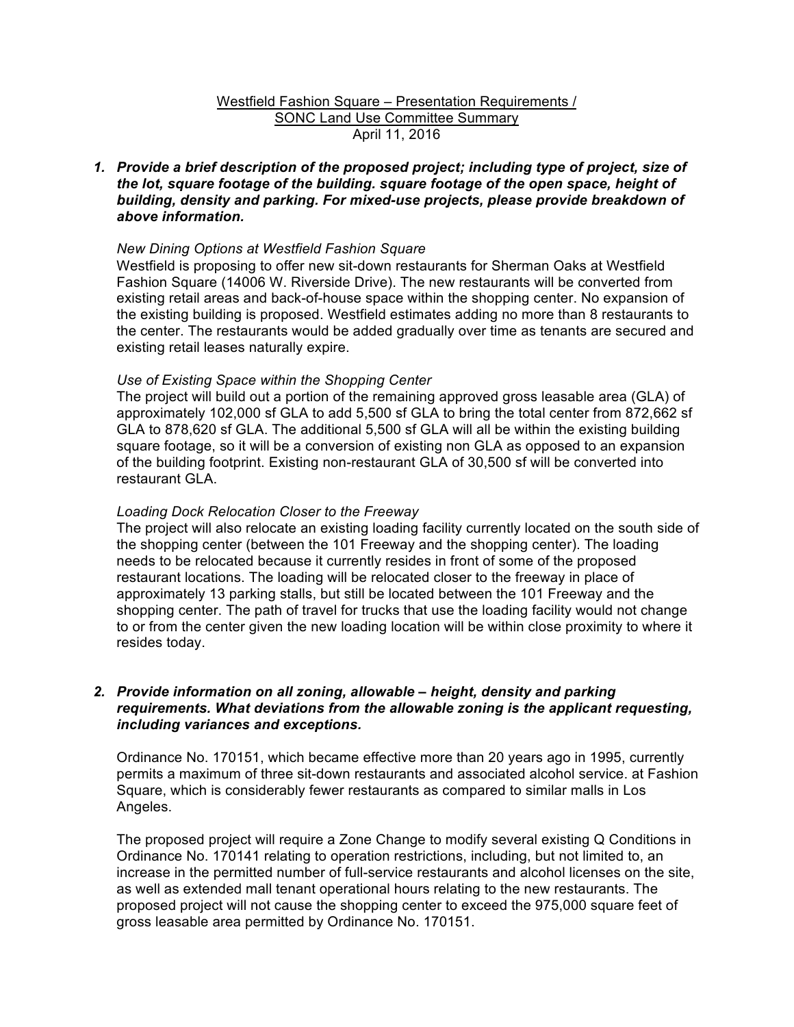Westfield Fashion Square – Presentation Requirements /
SONC Land Use Committee Summary
April 11, 2016

***1. Provide a brief description of the proposed project; including type of project, size of the lot, square footage of the building. square footage of the open space, height of building, density and parking. For mixed-use projects, please provide breakdown of above information.***

*New Dining Options at Westfield Fashion Square*

Westfield is proposing to offer new sit-down restaurants for Sherman Oaks at Westfield Fashion Square (14006 W. Riverside Drive). The new restaurants will be converted from existing retail areas and back-of-house space within the shopping center. No expansion of the existing building is proposed. Westfield estimates adding no more than 8 restaurants to the center. The restaurants would be added gradually over time as tenants are secured and existing retail leases naturally expire.

*Use of Existing Space within the Shopping Center*

The project will build out a portion of the remaining approved gross leasable area (GLA) of approximately 102,000 sf GLA to add 5,500 sf GLA to bring the total center from 872,662 sf GLA to 878,620 sf GLA. The additional 5,500 sf GLA will all be within the existing building square footage, so it will be a conversion of existing non GLA as opposed to an expansion of the building footprint. Existing non-restaurant GLA of 30,500 sf will be converted into restaurant GLA.

*Loading Dock Relocation Closer to the Freeway*

The project will also relocate an existing loading facility currently located on the south side of the shopping center (between the 101 Freeway and the shopping center). The loading needs to be relocated because it currently resides in front of some of the proposed restaurant locations. The loading will be relocated closer to the freeway in place of approximately 13 parking stalls, but still be located between the 101 Freeway and the shopping center. The path of travel for trucks that use the loading facility would not change to or from the center given the new loading location will be within close proximity to where it resides today.

***2. Provide information on all zoning, allowable – height, density and parking requirements. What deviations from the allowable zoning is the applicant requesting, including variances and exceptions.***

Ordinance No. 170151, which became effective more than 20 years ago in 1995, currently permits a maximum of three sit-down restaurants and associated alcohol service. at Fashion Square, which is considerably fewer restaurants as compared to similar malls in Los Angeles.

The proposed project will require a Zone Change to modify several existing Q Conditions in Ordinance No. 170141 relating to operation restrictions, including, but not limited to, an increase in the permitted number of full-service restaurants and alcohol licenses on the site, as well as extended mall tenant operational hours relating to the new restaurants. The proposed project will not cause the shopping center to exceed the 975,000 square feet of gross leasable area permitted by Ordinance No. 170151.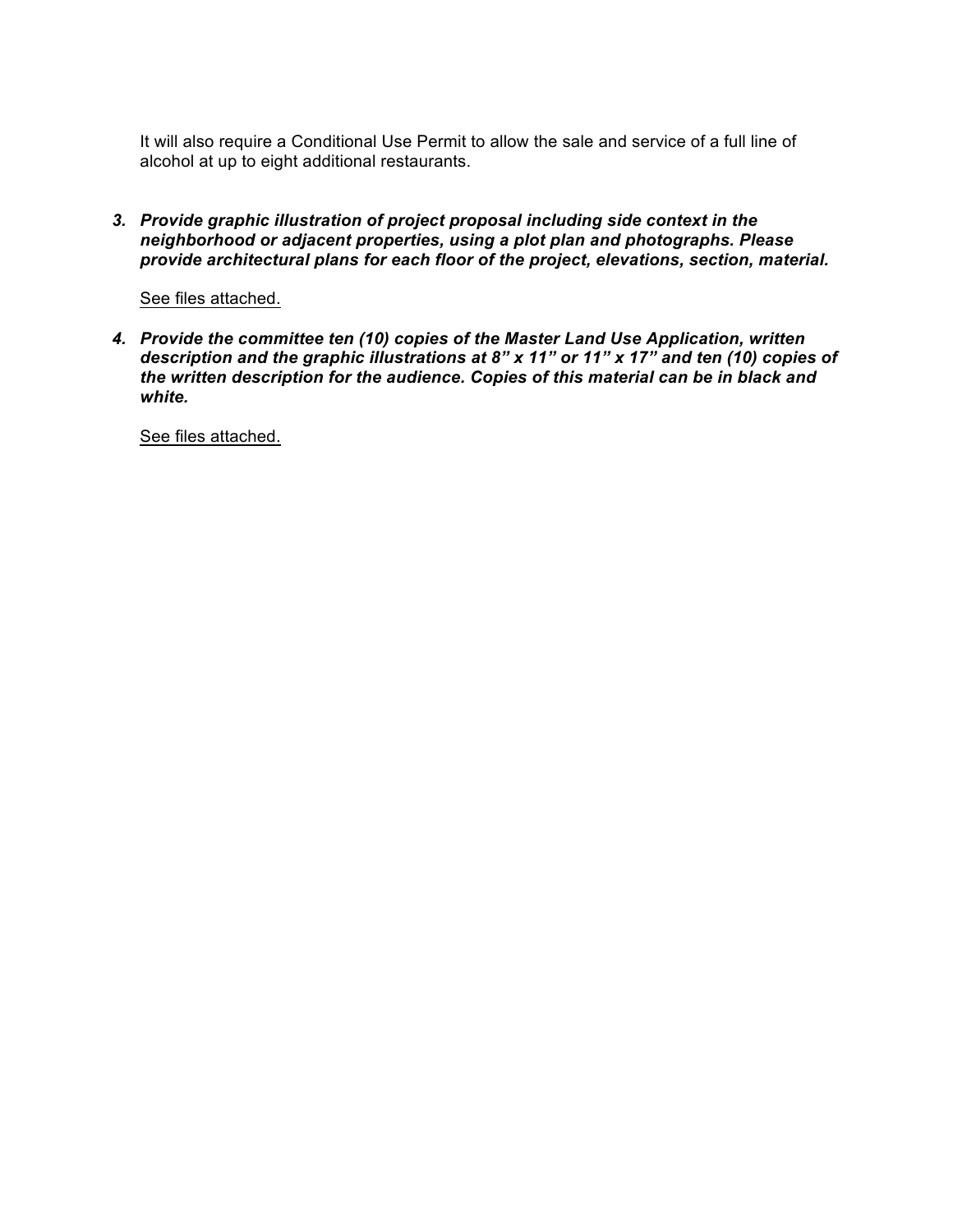It will also require a Conditional Use Permit to allow the sale and service of a full line of alcohol at up to eight additional restaurants.

3. ***Provide graphic illustration of project proposal including side context in the neighborhood or adjacent properties, using a plot plan and photographs. Please provide architectural plans for each floor of the project, elevations, section, material.***

   See files attached.

4. ***Provide the committee ten (10) copies of the Master Land Use Application, written description and the graphic illustrations at 8" x 11" or 11" x 17" and ten (10) copies of the written description for the audience. Copies of this material can be in black and white.***

   See files attached.